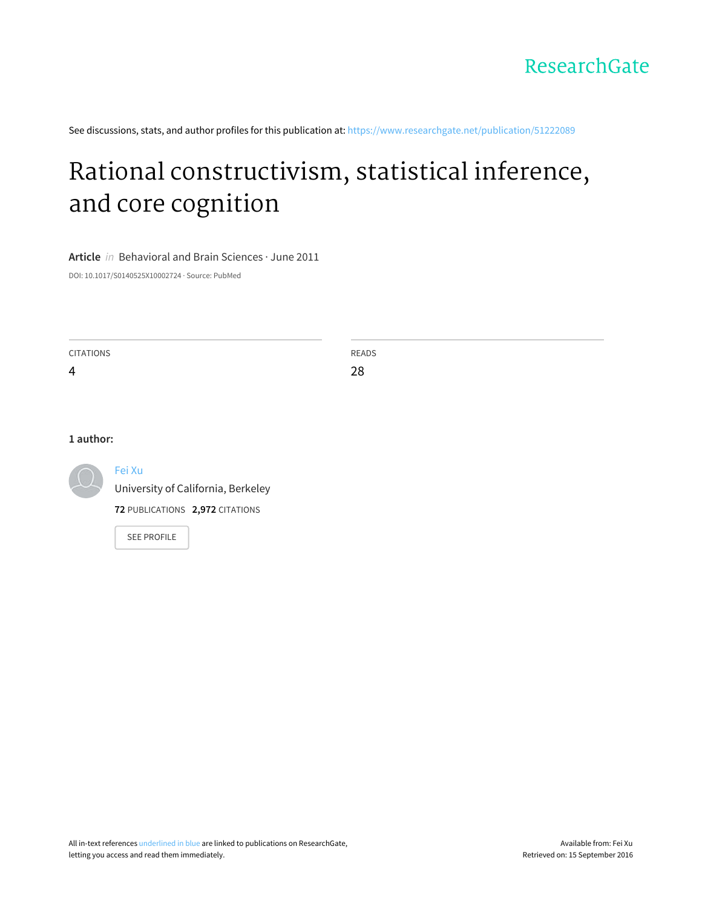See discussions, stats, and author profiles for this publication at: https://www.researchgate.net/publication/51222089

# Rational constructivism, statistical inference, and core cognition

**Article** *in* Behavioral and Brain Sciences · June 2011

DOI: 10.1017/S0140525X10002724 · Source: PubMed

| CITATIONS | READS |
| --- | --- |
| 4 | 28 |

**1 author:**

Fei Xu
University of California, Berkeley
**72** PUBLICATIONS **2,972** CITATIONS

SEE PROFILE

All in-text references underlined in blue are linked to publications on ResearchGate, letting you access and read them immediately.

Available from: Fei Xu
Retrieved on: 15 September 2016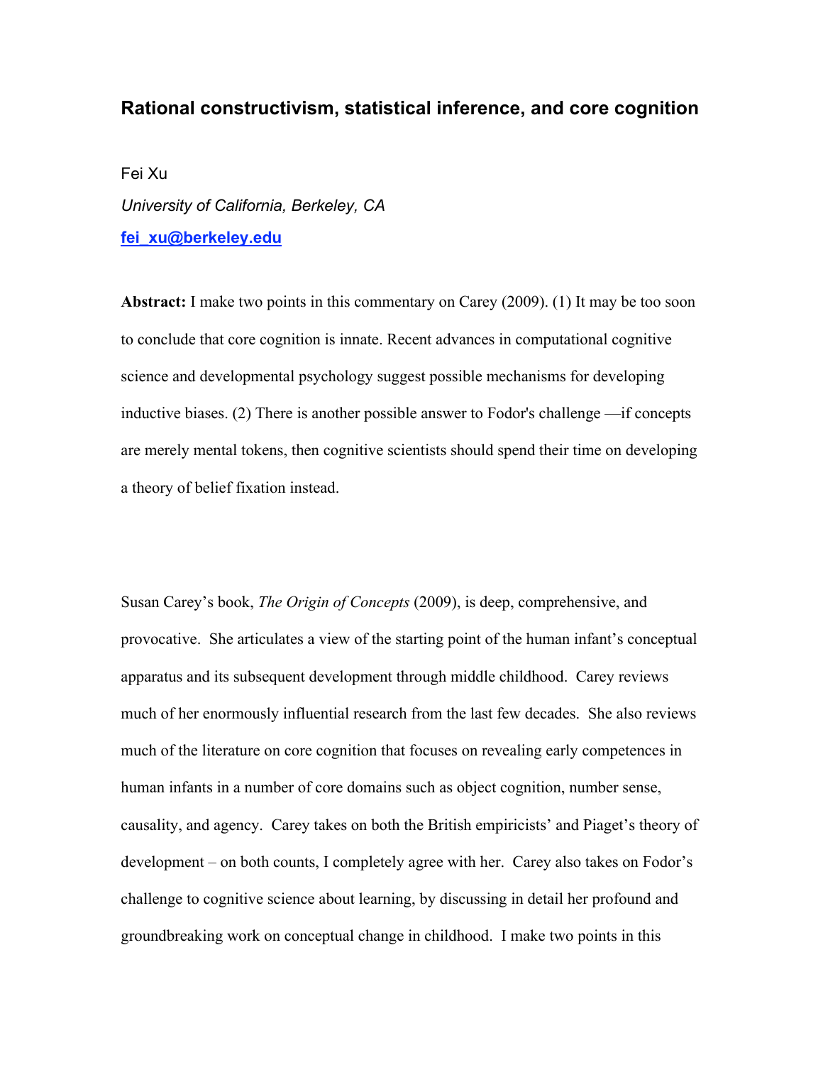# Rational constructivism, statistical inference, and core cognition

Fei Xu

*University of California, Berkeley, CA*

**fei_xu@berkeley.edu**

**Abstract:** I make two points in this commentary on Carey (2009). (1) It may be too soon to conclude that core cognition is innate. Recent advances in computational cognitive science and developmental psychology suggest possible mechanisms for developing inductive biases. (2) There is another possible answer to Fodor's challenge —if concepts are merely mental tokens, then cognitive scientists should spend their time on developing a theory of belief fixation instead.

Susan Carey's book, *The Origin of Concepts* (2009), is deep, comprehensive, and provocative. She articulates a view of the starting point of the human infant's conceptual apparatus and its subsequent development through middle childhood. Carey reviews much of her enormously influential research from the last few decades. She also reviews much of the literature on core cognition that focuses on revealing early competences in human infants in a number of core domains such as object cognition, number sense, causality, and agency. Carey takes on both the British empiricists' and Piaget's theory of development – on both counts, I completely agree with her. Carey also takes on Fodor's challenge to cognitive science about learning, by discussing in detail her profound and groundbreaking work on conceptual change in childhood. I make two points in this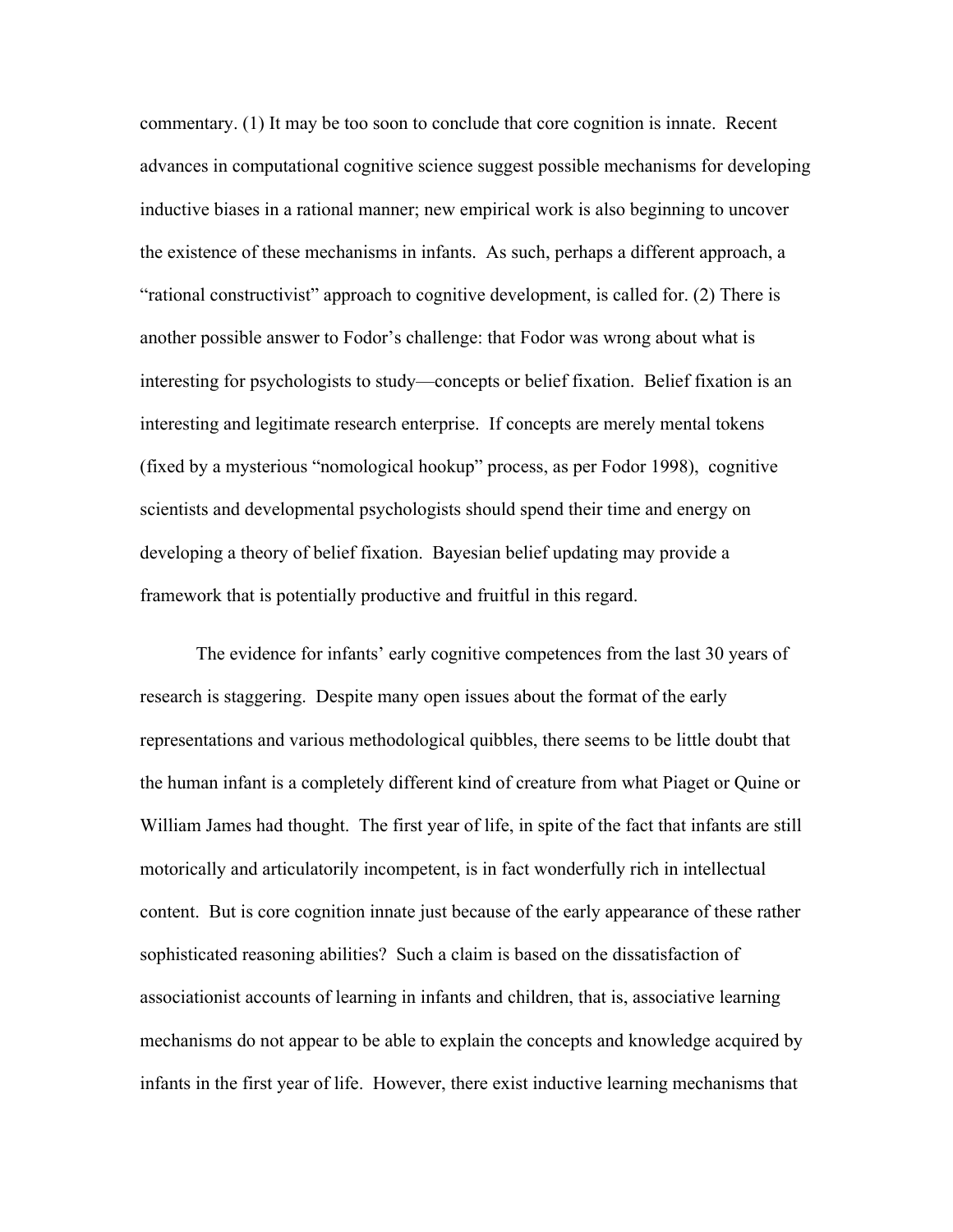commentary. (1) It may be too soon to conclude that core cognition is innate. Recent advances in computational cognitive science suggest possible mechanisms for developing inductive biases in a rational manner; new empirical work is also beginning to uncover the existence of these mechanisms in infants. As such, perhaps a different approach, a "rational constructivist" approach to cognitive development, is called for. (2) There is another possible answer to Fodor's challenge: that Fodor was wrong about what is interesting for psychologists to study—concepts or belief fixation. Belief fixation is an interesting and legitimate research enterprise. If concepts are merely mental tokens (fixed by a mysterious "nomological hookup" process, as per Fodor 1998), cognitive scientists and developmental psychologists should spend their time and energy on developing a theory of belief fixation. Bayesian belief updating may provide a framework that is potentially productive and fruitful in this regard.

The evidence for infants' early cognitive competences from the last 30 years of research is staggering. Despite many open issues about the format of the early representations and various methodological quibbles, there seems to be little doubt that the human infant is a completely different kind of creature from what Piaget or Quine or William James had thought. The first year of life, in spite of the fact that infants are still motorically and articulatorily incompetent, is in fact wonderfully rich in intellectual content. But is core cognition innate just because of the early appearance of these rather sophisticated reasoning abilities? Such a claim is based on the dissatisfaction of associationist accounts of learning in infants and children, that is, associative learning mechanisms do not appear to be able to explain the concepts and knowledge acquired by infants in the first year of life. However, there exist inductive learning mechanisms that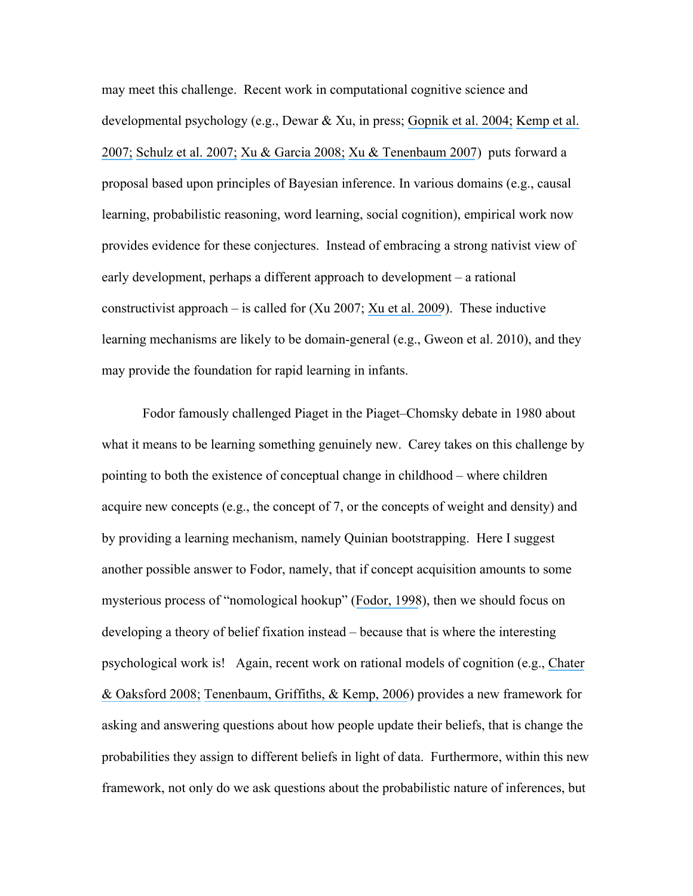may meet this challenge. Recent work in computational cognitive science and developmental psychology (e.g., Dewar & Xu, in press; Gopnik et al. 2004; Kemp et al. 2007; Schulz et al. 2007; Xu & Garcia 2008; Xu & Tenenbaum 2007) puts forward a proposal based upon principles of Bayesian inference. In various domains (e.g., causal learning, probabilistic reasoning, word learning, social cognition), empirical work now provides evidence for these conjectures. Instead of embracing a strong nativist view of early development, perhaps a different approach to development – a rational constructivist approach – is called for (Xu 2007; Xu et al. 2009). These inductive learning mechanisms are likely to be domain-general (e.g., Gweon et al. 2010), and they may provide the foundation for rapid learning in infants.

Fodor famously challenged Piaget in the Piaget–Chomsky debate in 1980 about what it means to be learning something genuinely new. Carey takes on this challenge by pointing to both the existence of conceptual change in childhood – where children acquire new concepts (e.g., the concept of 7, or the concepts of weight and density) and by providing a learning mechanism, namely Quinian bootstrapping. Here I suggest another possible answer to Fodor, namely, that if concept acquisition amounts to some mysterious process of "nomological hookup" (Fodor, 1998), then we should focus on developing a theory of belief fixation instead – because that is where the interesting psychological work is! Again, recent work on rational models of cognition (e.g., Chater & Oaksford 2008; Tenenbaum, Griffiths, & Kemp, 2006) provides a new framework for asking and answering questions about how people update their beliefs, that is change the probabilities they assign to different beliefs in light of data. Furthermore, within this new framework, not only do we ask questions about the probabilistic nature of inferences, but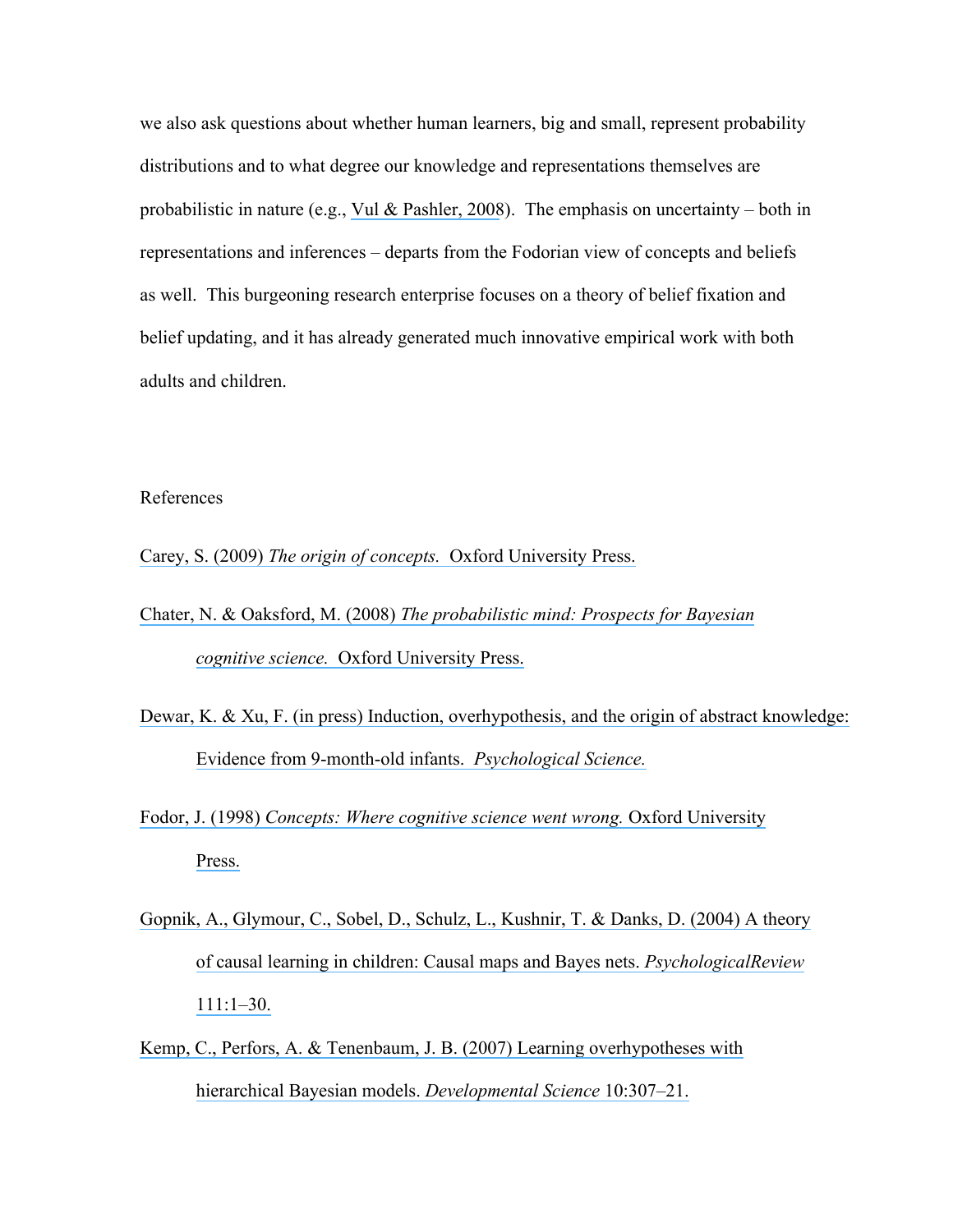we also ask questions about whether human learners, big and small, represent probability distributions and to what degree our knowledge and representations themselves are probabilistic in nature (e.g., Vul & Pashler, 2008). The emphasis on uncertainty – both in representations and inferences – departs from the Fodorian view of concepts and beliefs as well. This burgeoning research enterprise focuses on a theory of belief fixation and belief updating, and it has already generated much innovative empirical work with both adults and children.

## References

Carey, S. (2009) *The origin of concepts.* Oxford University Press.

Chater, N. & Oaksford, M. (2008) *The probabilistic mind: Prospects for Bayesian cognitive science.* Oxford University Press.

Dewar, K. & Xu, F. (in press) Induction, overhypothesis, and the origin of abstract knowledge: Evidence from 9-month-old infants. *Psychological Science.*

Fodor, J. (1998) *Concepts: Where cognitive science went wrong.* Oxford University Press.

Gopnik, A., Glymour, C., Sobel, D., Schulz, L., Kushnir, T. & Danks, D. (2004) A theory of causal learning in children: Causal maps and Bayes nets. *PsychologicalReview* 111:1–30.

Kemp, C., Perfors, A. & Tenenbaum, J. B. (2007) Learning overhypotheses with hierarchical Bayesian models. *Developmental Science* 10:307–21.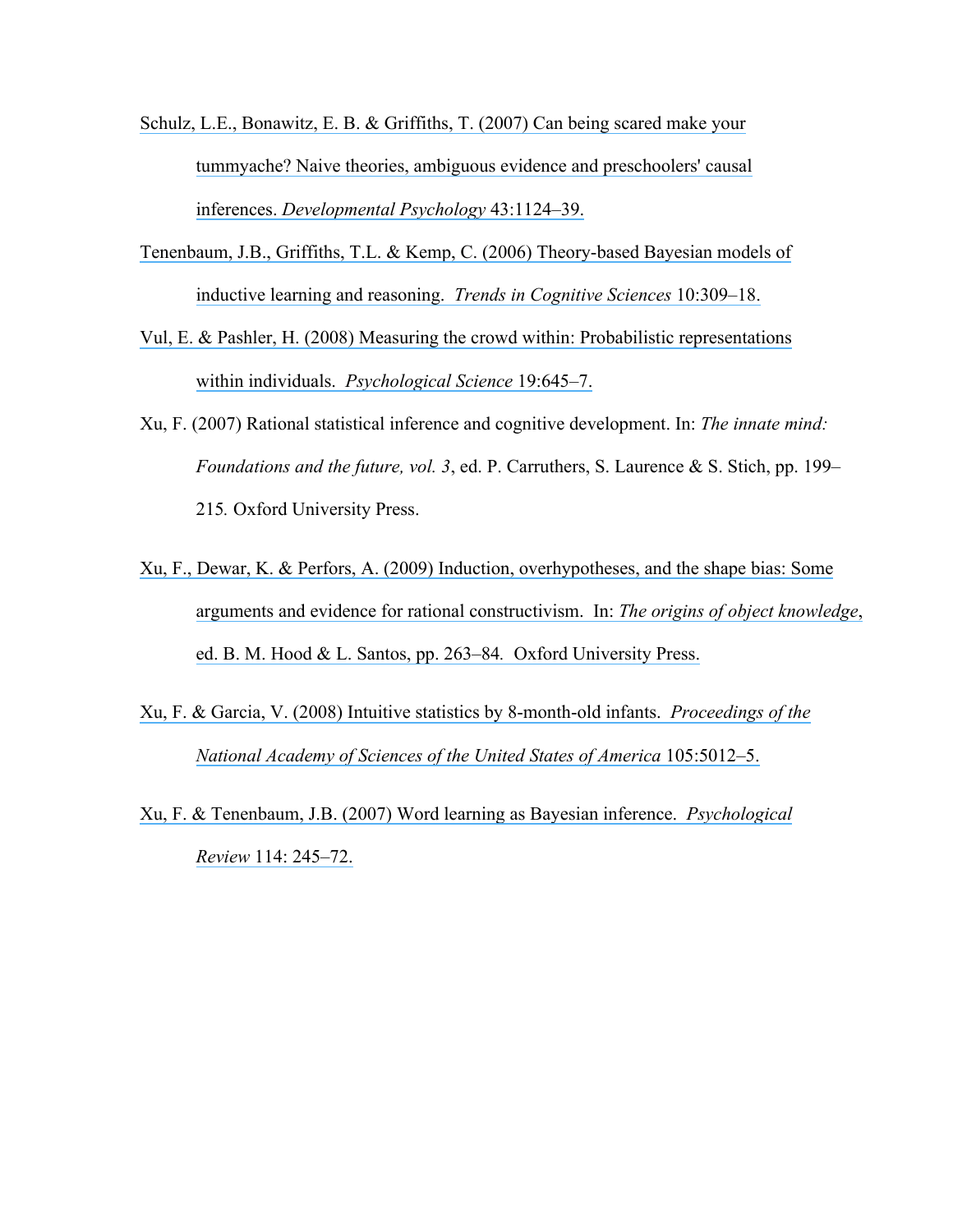Schulz, L.E., Bonawitz, E. B. & Griffiths, T. (2007) Can being scared make your tummyache? Naive theories, ambiguous evidence and preschoolers' causal inferences. *Developmental Psychology* 43:1124–39.

Tenenbaum, J.B., Griffiths, T.L. & Kemp, C. (2006) Theory-based Bayesian models of inductive learning and reasoning. *Trends in Cognitive Sciences* 10:309–18.

Vul, E. & Pashler, H. (2008) Measuring the crowd within: Probabilistic representations within individuals. *Psychological Science* 19:645–7.

Xu, F. (2007) Rational statistical inference and cognitive development. In: *The innate mind: Foundations and the future, vol. 3*, ed. P. Carruthers, S. Laurence & S. Stich, pp. 199–215*.* Oxford University Press.

Xu, F., Dewar, K. & Perfors, A. (2009) Induction, overhypotheses, and the shape bias: Some arguments and evidence for rational constructivism. In: *The origins of object knowledge*, ed. B. M. Hood & L. Santos, pp. 263–84*.* Oxford University Press.

Xu, F. & Garcia, V. (2008) Intuitive statistics by 8-month-old infants. *Proceedings of the National Academy of Sciences of the United States of America* 105:5012–5.

Xu, F. & Tenenbaum, J.B. (2007) Word learning as Bayesian inference. *Psychological Review* 114: 245–72.